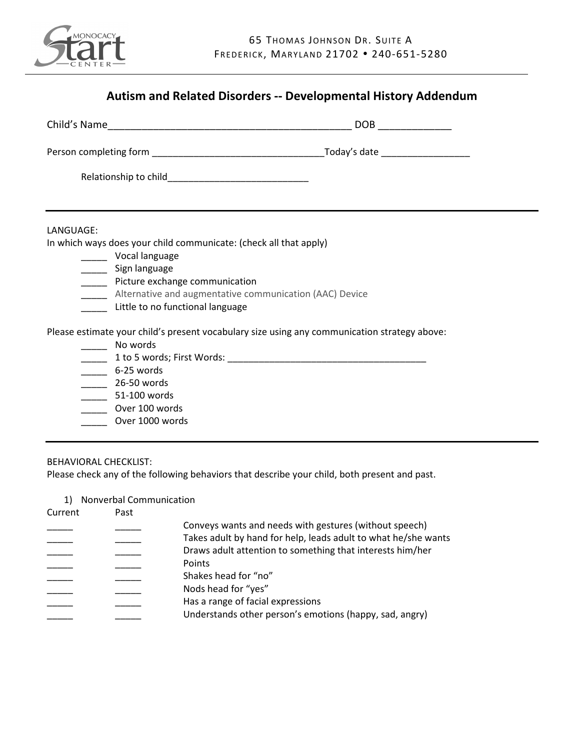65 Thomas Johnson Dr. Suite A
Frederick, Maryland 21702 • 240-651-5280

# Autism and Related Disorders -- Developmental History Addendum

Child's Name_____________________________________________ DOB _____________

Person completing form ________________________________Today's date _________________

Relationship to child___________________________

---

LANGUAGE:

In which ways does your child communicate: (check all that apply)

- _____ Vocal language
- _____ Sign language
- _____ Picture exchange communication
- _____ Alternative and augmentative communication (AAC) Device
- _____ Little to no functional language

Please estimate your child's present vocabulary size using any communication strategy above:

- _____ No words
- _____ 1 to 5 words; First Words: ______________________________________
- _____ 6-25 words
- _____ 26-50 words
- _____ 51-100 words
- _____ Over 100 words
- _____ Over 1000 words

---

BEHAVIORAL CHECKLIST:

Please check any of the following behaviors that describe your child, both present and past.

1) Nonverbal Communication

| Current | Past | |
|---|---|---|
| _____ | _____ | Conveys wants and needs with gestures (without speech) |
| _____ | _____ | Takes adult by hand for help, leads adult to what he/she wants |
| _____ | _____ | Draws adult attention to something that interests him/her |
| _____ | _____ | Points |
| _____ | _____ | Shakes head for "no" |
| _____ | _____ | Nods head for "yes" |
| _____ | _____ | Has a range of facial expressions |
| _____ | _____ | Understands other person's emotions (happy, sad, angry) |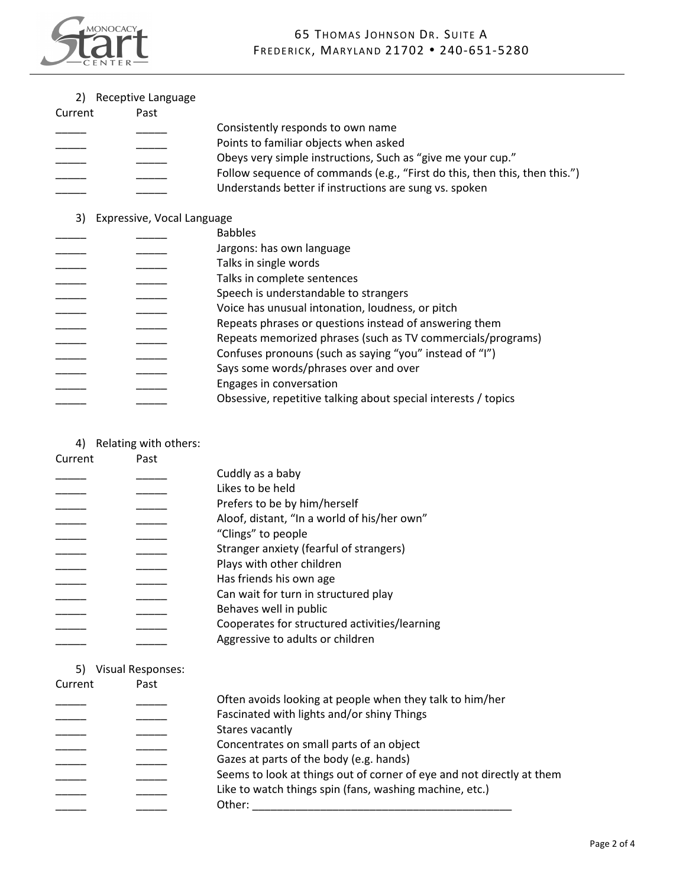65 Thomas Johnson Dr. Suite A
Frederick, Maryland 21702 • 240-651-5280

2) Receptive Language

| Current | Past | |
|---|---|---|
| _____ | _____ | Consistently responds to own name |
| _____ | _____ | Points to familiar objects when asked |
| _____ | _____ | Obeys very simple instructions, Such as "give me your cup." |
| _____ | _____ | Follow sequence of commands (e.g., "First do this, then this, then this.") |
| _____ | _____ | Understands better if instructions are sung vs. spoken |

3) Expressive, Vocal Language

| Current | Past | |
|---|---|---|
| _____ | _____ | Babbles |
| _____ | _____ | Jargons: has own language |
| _____ | _____ | Talks in single words |
| _____ | _____ | Talks in complete sentences |
| _____ | _____ | Speech is understandable to strangers |
| _____ | _____ | Voice has unusual intonation, loudness, or pitch |
| _____ | _____ | Repeats phrases or questions instead of answering them |
| _____ | _____ | Repeats memorized phrases (such as TV commercials/programs) |
| _____ | _____ | Confuses pronouns (such as saying "you" instead of "I") |
| _____ | _____ | Says some words/phrases over and over |
| _____ | _____ | Engages in conversation |
| _____ | _____ | Obsessive, repetitive talking about special interests / topics |

4) Relating with others:

| Current | Past | |
|---|---|---|
| _____ | _____ | Cuddly as a baby |
| _____ | _____ | Likes to be held |
| _____ | _____ | Prefers to be by him/herself |
| _____ | _____ | Aloof, distant, "In a world of his/her own" |
| _____ | _____ | "Clings" to people |
| _____ | _____ | Stranger anxiety (fearful of strangers) |
| _____ | _____ | Plays with other children |
| _____ | _____ | Has friends his own age |
| _____ | _____ | Can wait for turn in structured play |
| _____ | _____ | Behaves well in public |
| _____ | _____ | Cooperates for structured activities/learning |
| _____ | _____ | Aggressive to adults or children |

5) Visual Responses:

| Current | Past | |
|---|---|---|
| _____ | _____ | Often avoids looking at people when they talk to him/her |
| _____ | _____ | Fascinated with lights and/or shiny Things |
| _____ | _____ | Stares vacantly |
| _____ | _____ | Concentrates on small parts of an object |
| _____ | _____ | Gazes at parts of the body (e.g. hands) |
| _____ | _____ | Seems to look at things out of corner of eye and not directly at them |
| _____ | _____ | Like to watch things spin (fans, washing machine, etc.) |
| _____ | _____ | Other: ___________________________________________ |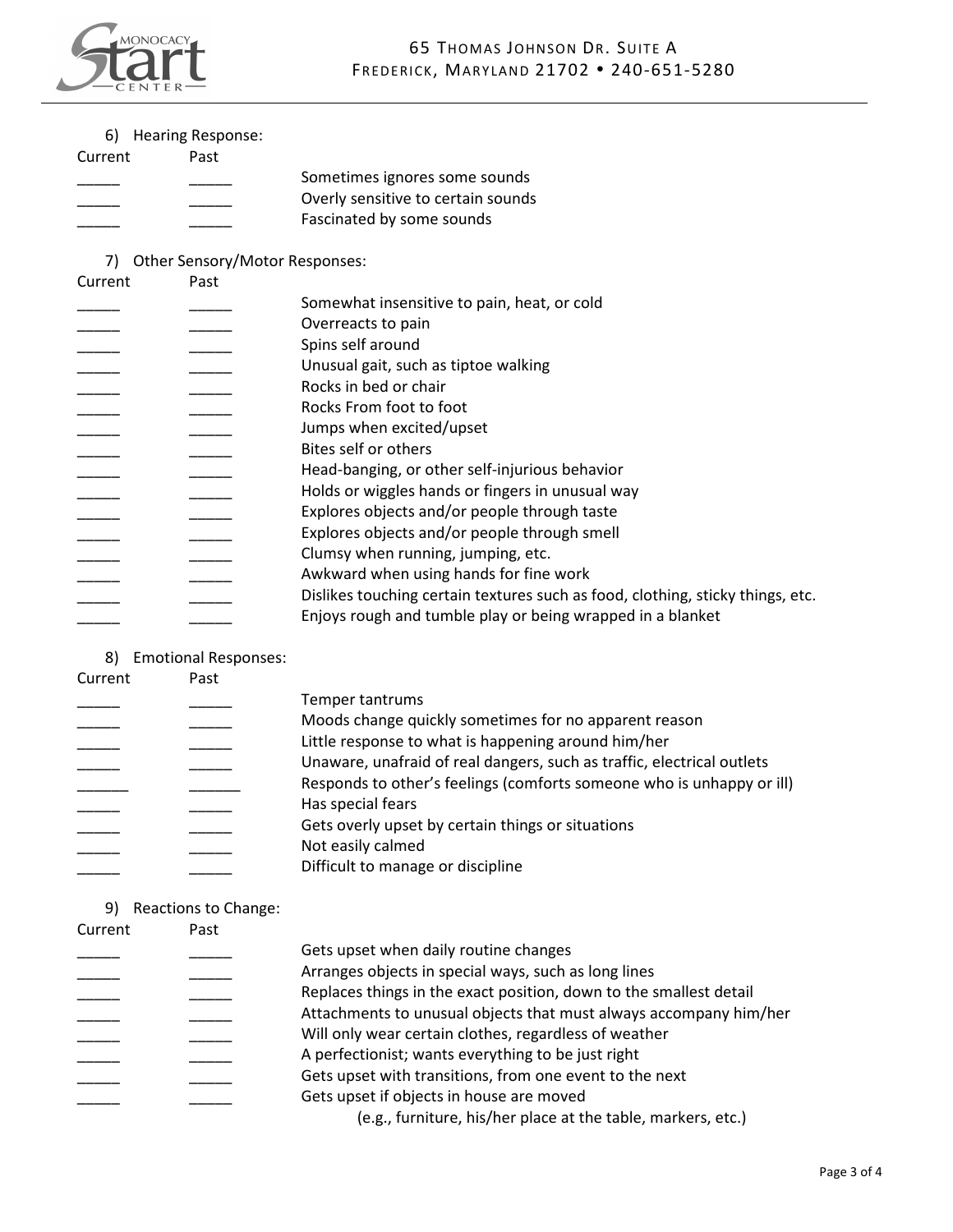6) Hearing Response:

| Current | Past | |
|---|---|---|
| _____ | _____ | Sometimes ignores some sounds |
| _____ | _____ | Overly sensitive to certain sounds |
| _____ | _____ | Fascinated by some sounds |

7) Other Sensory/Motor Responses:

| Current | Past | |
|---|---|---|
| _____ | _____ | Somewhat insensitive to pain, heat, or cold |
| _____ | _____ | Overreacts to pain |
| _____ | _____ | Spins self around |
| _____ | _____ | Unusual gait, such as tiptoe walking |
| _____ | _____ | Rocks in bed or chair |
| _____ | _____ | Rocks From foot to foot |
| _____ | _____ | Jumps when excited/upset |
| _____ | _____ | Bites self or others |
| _____ | _____ | Head-banging, or other self-injurious behavior |
| _____ | _____ | Holds or wiggles hands or fingers in unusual way |
| _____ | _____ | Explores objects and/or people through taste |
| _____ | _____ | Explores objects and/or people through smell |
| _____ | _____ | Clumsy when running, jumping, etc. |
| _____ | _____ | Awkward when using hands for fine work |
| _____ | _____ | Dislikes touching certain textures such as food, clothing, sticky things, etc. |
| _____ | _____ | Enjoys rough and tumble play or being wrapped in a blanket |

8) Emotional Responses:

| Current | Past | |
|---|---|---|
| _____ | _____ | Temper tantrums |
| _____ | _____ | Moods change quickly sometimes for no apparent reason |
| _____ | _____ | Little response to what is happening around him/her |
| _____ | _____ | Unaware, unafraid of real dangers, such as traffic, electrical outlets |
| ______ | ______ | Responds to other's feelings (comforts someone who is unhappy or ill) |
| _____ | _____ | Has special fears |
| _____ | _____ | Gets overly upset by certain things or situations |
| _____ | _____ | Not easily calmed |
| _____ | _____ | Difficult to manage or discipline |

9) Reactions to Change:

| Current | Past | |
|---|---|---|
| _____ | _____ | Gets upset when daily routine changes |
| _____ | _____ | Arranges objects in special ways, such as long lines |
| _____ | _____ | Replaces things in the exact position, down to the smallest detail |
| _____ | _____ | Attachments to unusual objects that must always accompany him/her |
| _____ | _____ | Will only wear certain clothes, regardless of weather |
| _____ | _____ | A perfectionist; wants everything to be just right |
| _____ | _____ | Gets upset with transitions, from one event to the next |
| _____ | _____ | Gets upset if objects in house are moved (e.g., furniture, his/her place at the table, markers, etc.) |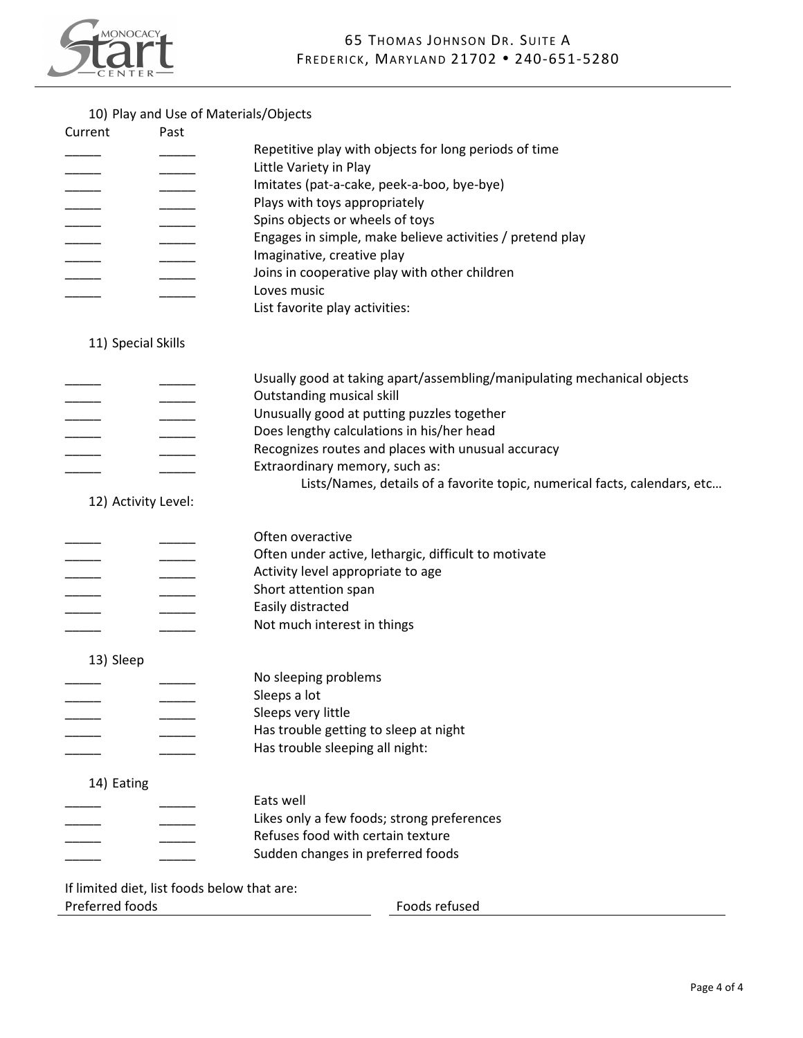65 THOMAS JOHNSON DR. SUITE A
FREDERICK, MARYLAND 21702 • 240-651-5280

10) Play and Use of Materials/Objects

| Current | Past | |
|---|---|---|
| _____ | _____ | Repetitive play with objects for long periods of time |
| _____ | _____ | Little Variety in Play |
| _____ | _____ | Imitates (pat-a-cake, peek-a-boo, bye-bye) |
| _____ | _____ | Plays with toys appropriately |
| _____ | _____ | Spins objects or wheels of toys |
| _____ | _____ | Engages in simple, make believe activities / pretend play |
| _____ | _____ | Imaginative, creative play |
| _____ | _____ | Joins in cooperative play with other children |
| _____ | _____ | Loves music |
| | | List favorite play activities: |

11) Special Skills

| | | |
|---|---|---|
| _____ | _____ | Usually good at taking apart/assembling/manipulating mechanical objects |
| _____ | _____ | Outstanding musical skill |
| _____ | _____ | Unusually good at putting puzzles together |
| _____ | _____ | Does lengthy calculations in his/her head |
| _____ | _____ | Recognizes routes and places with unusual accuracy |
| _____ | _____ | Extraordinary memory, such as: Lists/Names, details of a favorite topic, numerical facts, calendars, etc… |

12) Activity Level:

| | | |
|---|---|---|
| _____ | _____ | Often overactive |
| _____ | _____ | Often under active, lethargic, difficult to motivate |
| _____ | _____ | Activity level appropriate to age |
| _____ | _____ | Short attention span |
| _____ | _____ | Easily distracted |
| _____ | _____ | Not much interest in things |

13) Sleep

| | | |
|---|---|---|
| _____ | _____ | No sleeping problems |
| _____ | _____ | Sleeps a lot |
| _____ | _____ | Sleeps very little |
| _____ | _____ | Has trouble getting to sleep at night |
| _____ | _____ | Has trouble sleeping all night: |

14) Eating

| | | |
|---|---|---|
| _____ | _____ | Eats well |
| _____ | _____ | Likes only a few foods; strong preferences |
| _____ | _____ | Refuses food with certain texture |
| _____ | _____ | Sudden changes in preferred foods |

If limited diet, list foods below that are:

Preferred foods _______________________ Foods refused _______________________